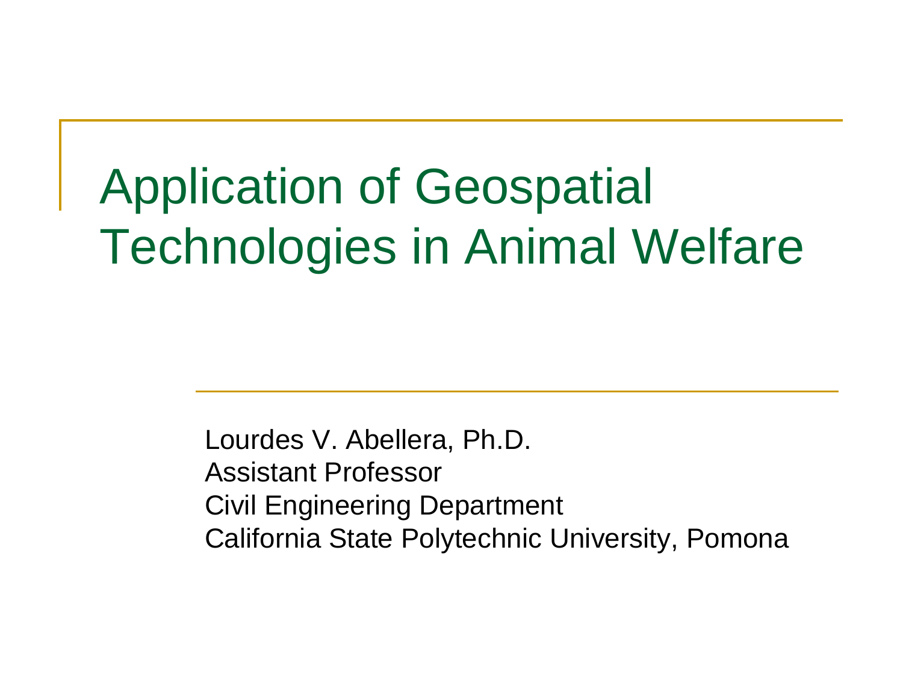# Application of Geospatial Technologies in Animal Welfare

Lourdes V. Abellera, Ph.D.
Assistant Professor
Civil Engineering Department
California State Polytechnic University, Pomona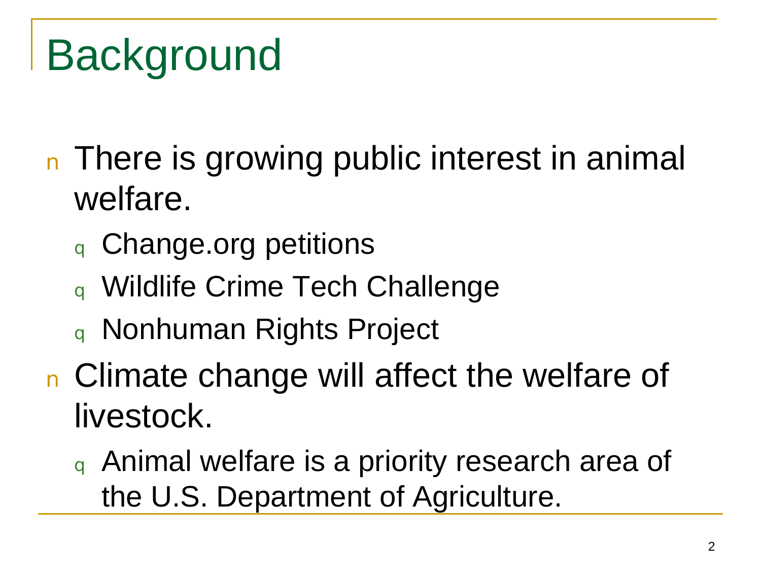# Background

- There is growing public interest in animal welfare.
  - Change.org petitions
  - Wildlife Crime Tech Challenge
  - Nonhuman Rights Project
- Climate change will affect the welfare of livestock.
  - Animal welfare is a priority research area of the U.S. Department of Agriculture.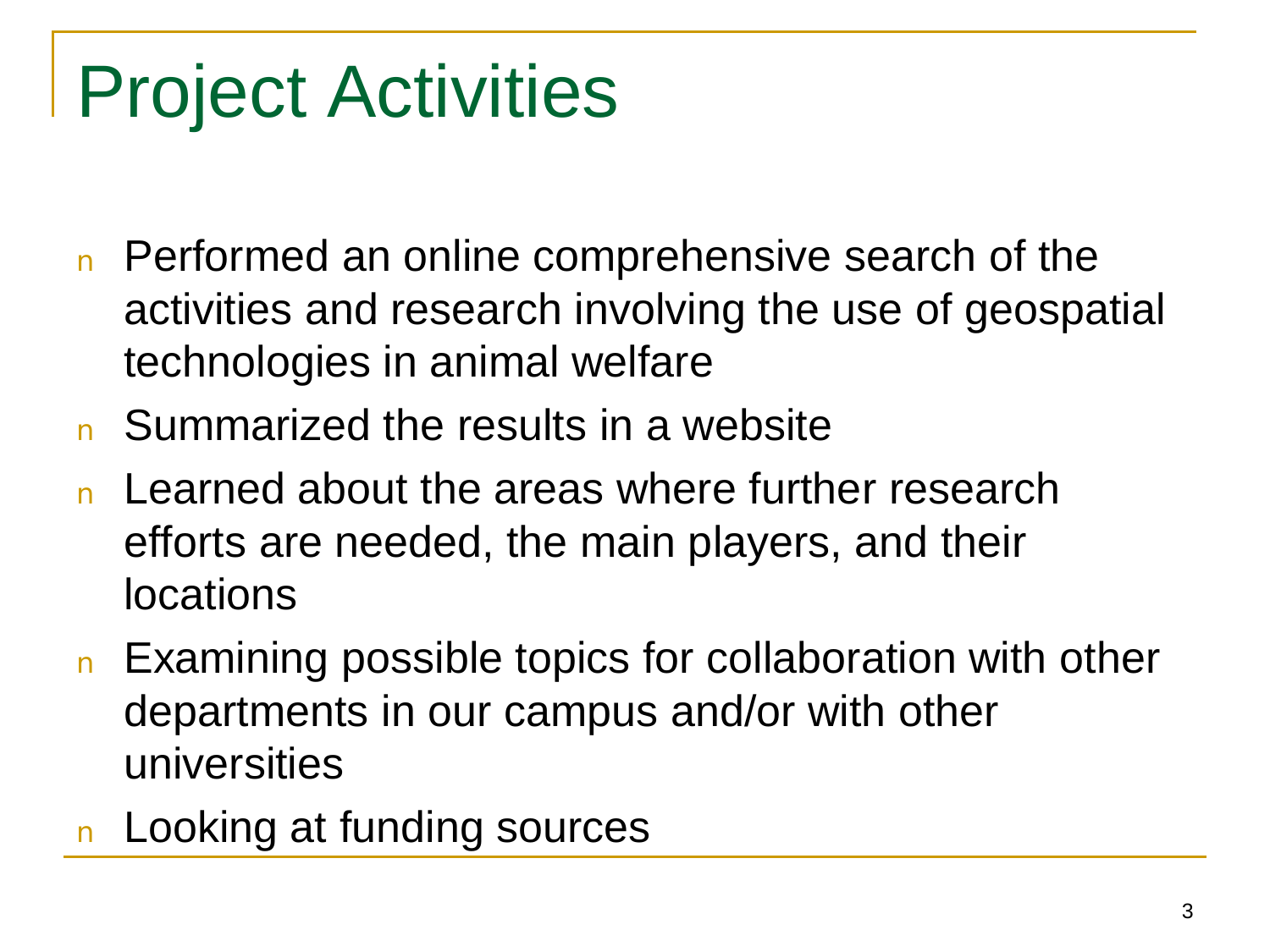# Project Activities

- Performed an online comprehensive search of the activities and research involving the use of geospatial technologies in animal welfare
- Summarized the results in a website
- Learned about the areas where further research efforts are needed, the main players, and their locations
- Examining possible topics for collaboration with other departments in our campus and/or with other universities
- Looking at funding sources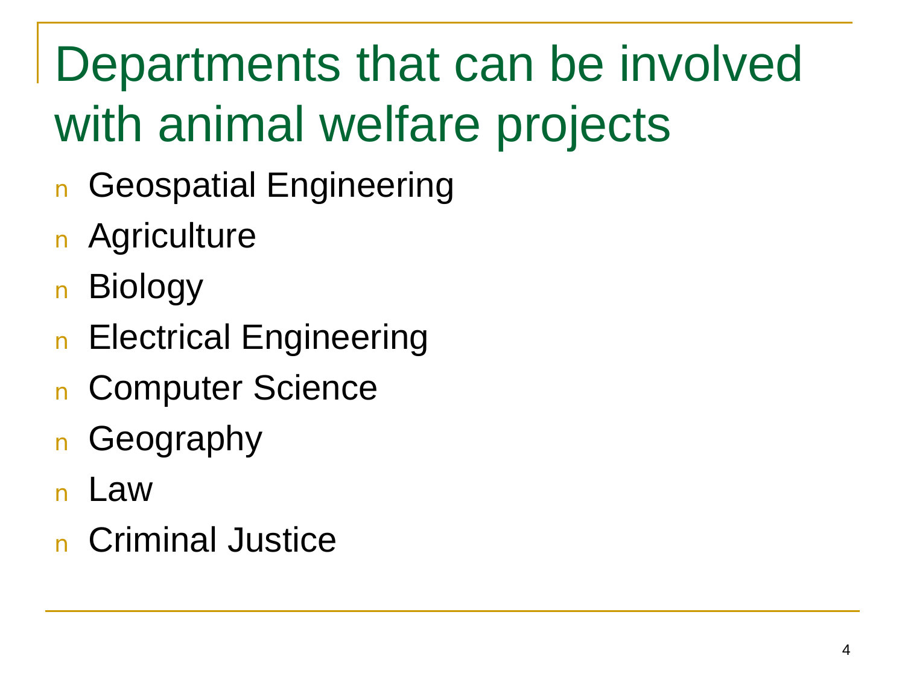# Departments that can be involved with animal welfare projects

- Geospatial Engineering
- Agriculture
- Biology
- Electrical Engineering
- Computer Science
- Geography
- Law
- Criminal Justice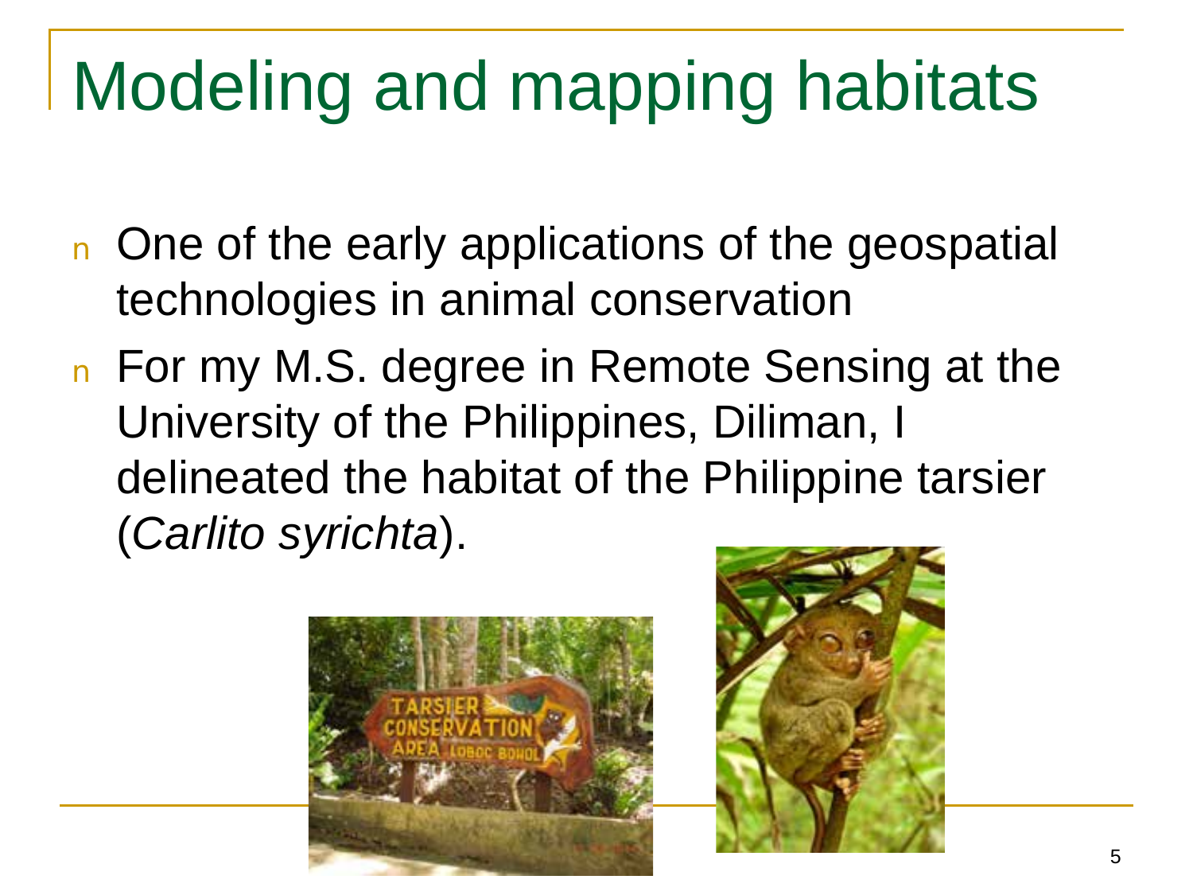# Modeling and mapping habitats

- One of the early applications of the geospatial technologies in animal conservation
- For my M.S. degree in Remote Sensing at the University of the Philippines, Diliman, I delineated the habitat of the Philippine tarsier (*Carlito syrichta*).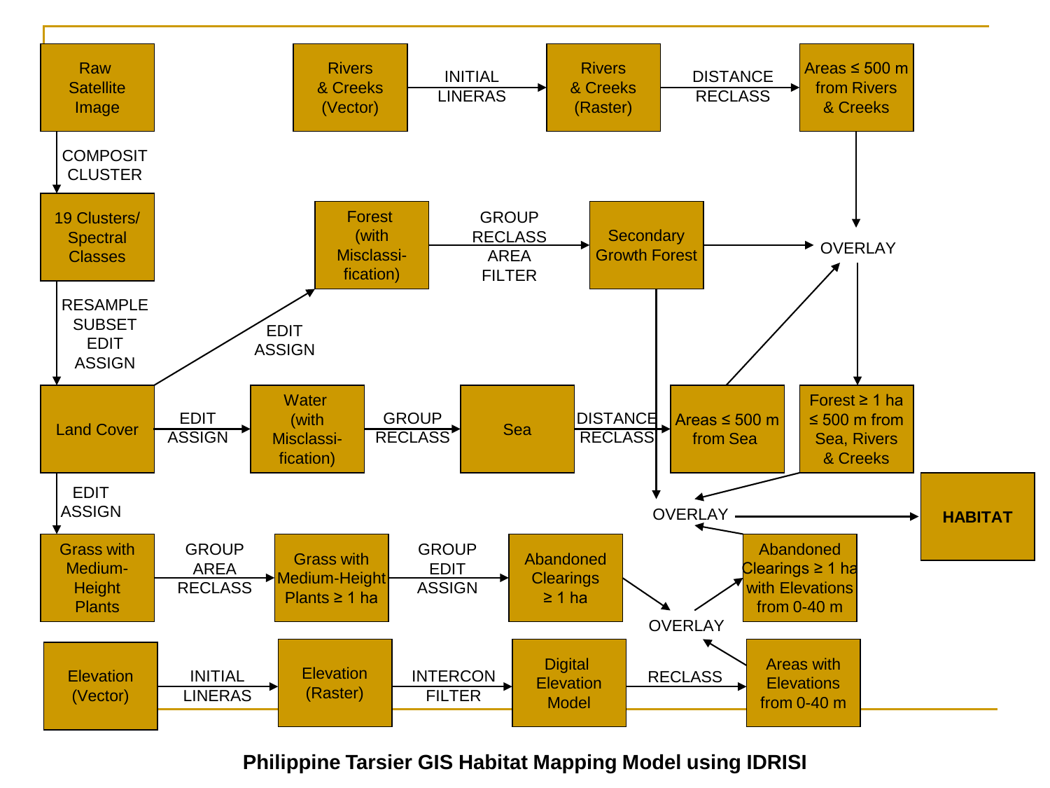Raw Satellite Image → COMPOSIT CLUSTER → 19 Clusters/ Spectral Classes

19 Clusters/ Spectral Classes → RESAMPLE SUBSET EDIT ASSIGN → Land Cover

Rivers & Creeks (Vector) → INITIAL LINERAS → Rivers & Creeks (Raster) → DISTANCE RECLASS → Areas ≤ 500 m from Rivers & Creeks

Land Cover → EDIT ASSIGN → Forest (with Misclassi-fication) → GROUP RECLASS AREA FILTER → Secondary Growth Forest

Land Cover → EDIT ASSIGN → Water (with Misclassi-fication) → GROUP RECLASS → Sea → DISTANCE RECLASS → Areas ≤ 500 m from Sea

Areas ≤ 500 m from Rivers & Creeks + Secondary Growth Forest + Areas ≤ 500 m from Sea → OVERLAY → Forest ≥ 1 ha ≤ 500 m from Sea, Rivers & Creeks

Land Cover → EDIT ASSIGN → Grass with Medium-Height Plants → GROUP AREA RECLASS → Grass with Medium-Height Plants ≥ 1 ha → GROUP EDIT ASSIGN → Abandoned Clearings ≥ 1 ha

Elevation (Vector) → INITIAL LINERAS → Elevation (Raster) → INTERCON FILTER → Digital Elevation Model → RECLASS → Areas with Elevations from 0-40 m

Abandoned Clearings ≥ 1 ha + Areas with Elevations from 0-40 m → OVERLAY → Abandoned Clearings ≥ 1 ha with Elevations from 0-40 m

Secondary Growth Forest + Forest ≥ 1 ha ≤ 500 m from Sea, Rivers & Creeks + Abandoned Clearings ≥ 1 ha with Elevations from 0-40 m → OVERLAY → **HABITAT**

**Philippine Tarsier GIS Habitat Mapping Model using IDRISI**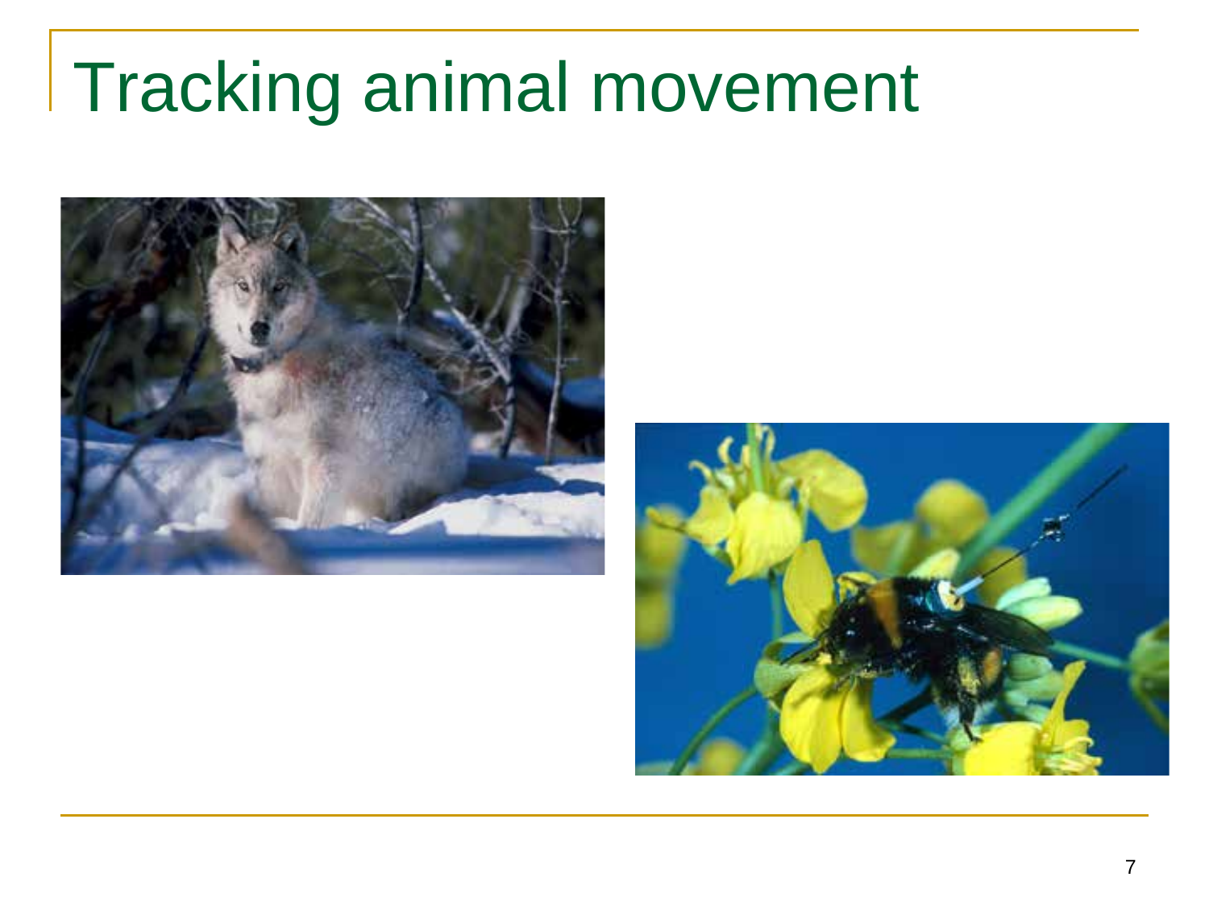# Tracking animal movement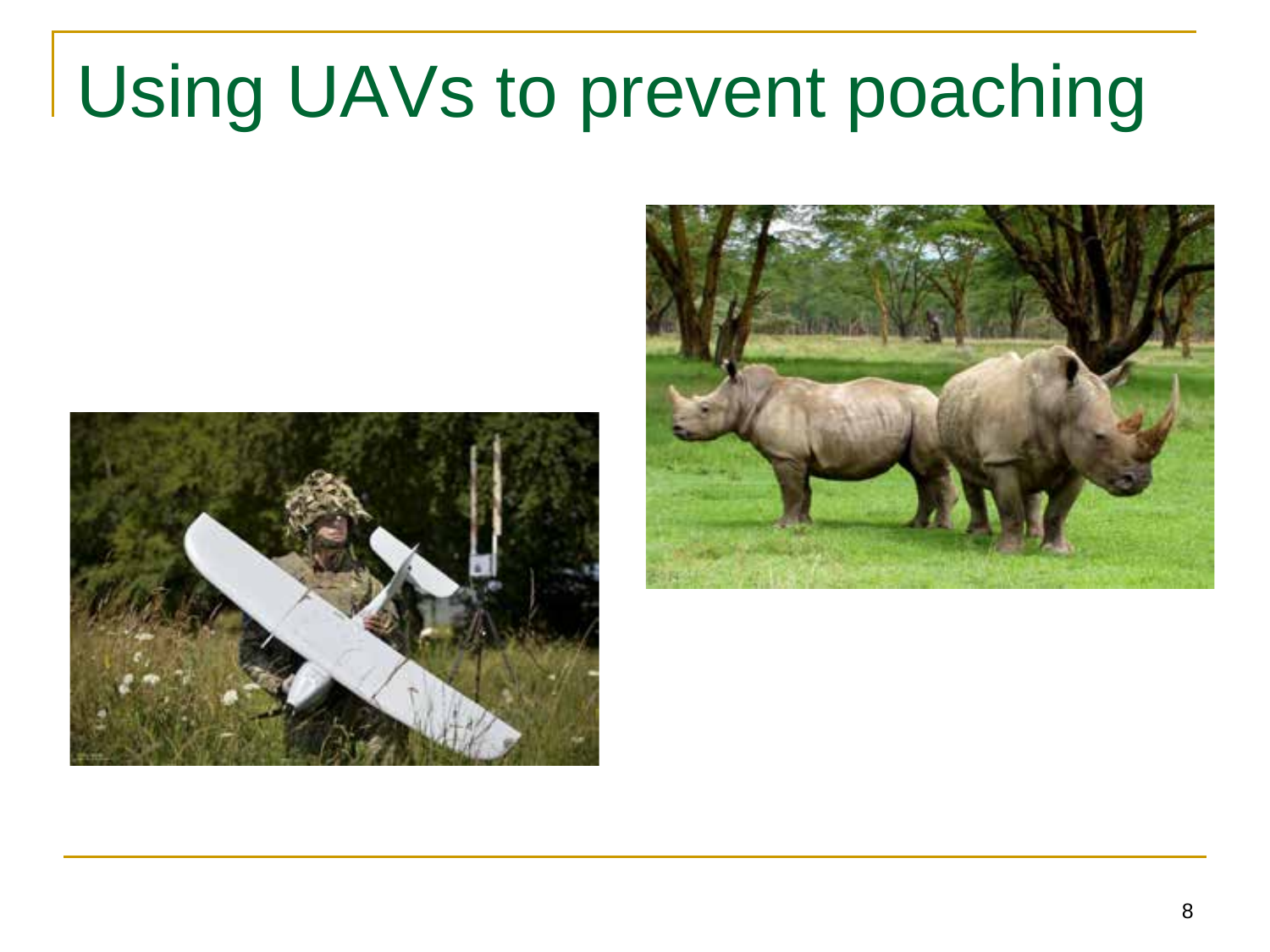# Using UAVs to prevent poaching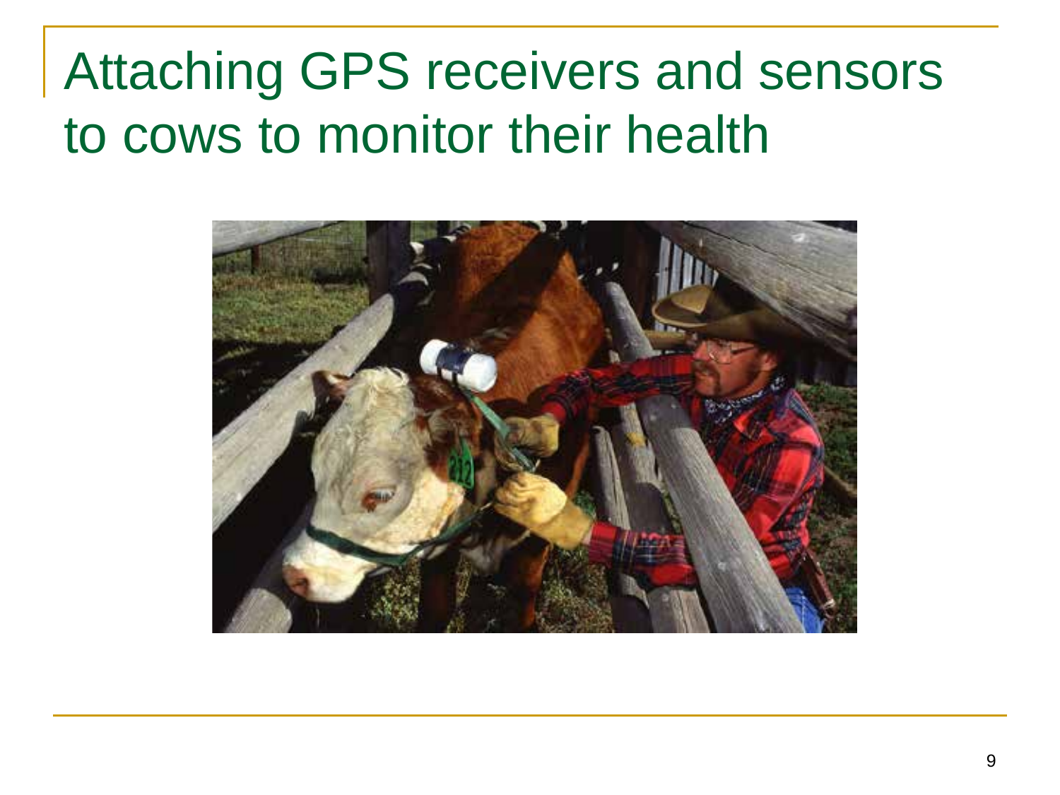# Attaching GPS receivers and sensors to cows to monitor their health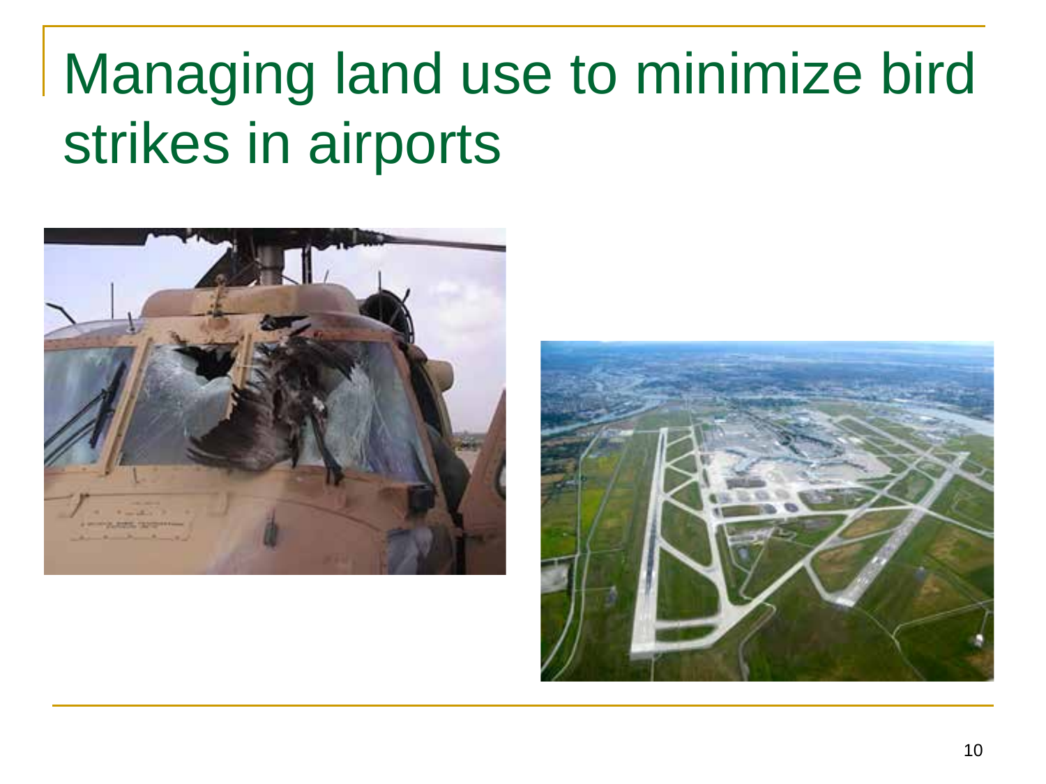# Managing land use to minimize bird strikes in airports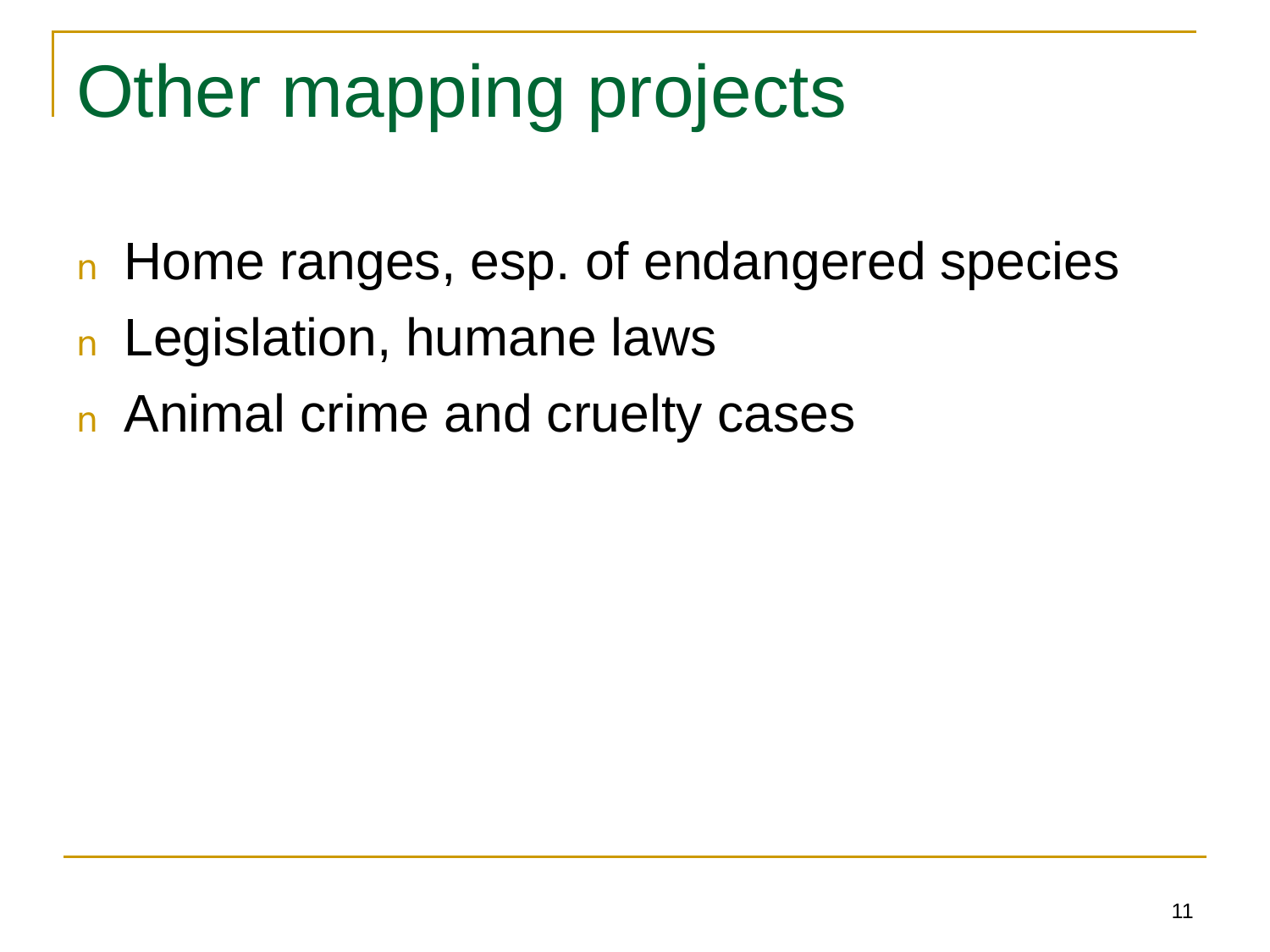# Other mapping projects

- Home ranges, esp. of endangered species
- Legislation, humane laws
- Animal crime and cruelty cases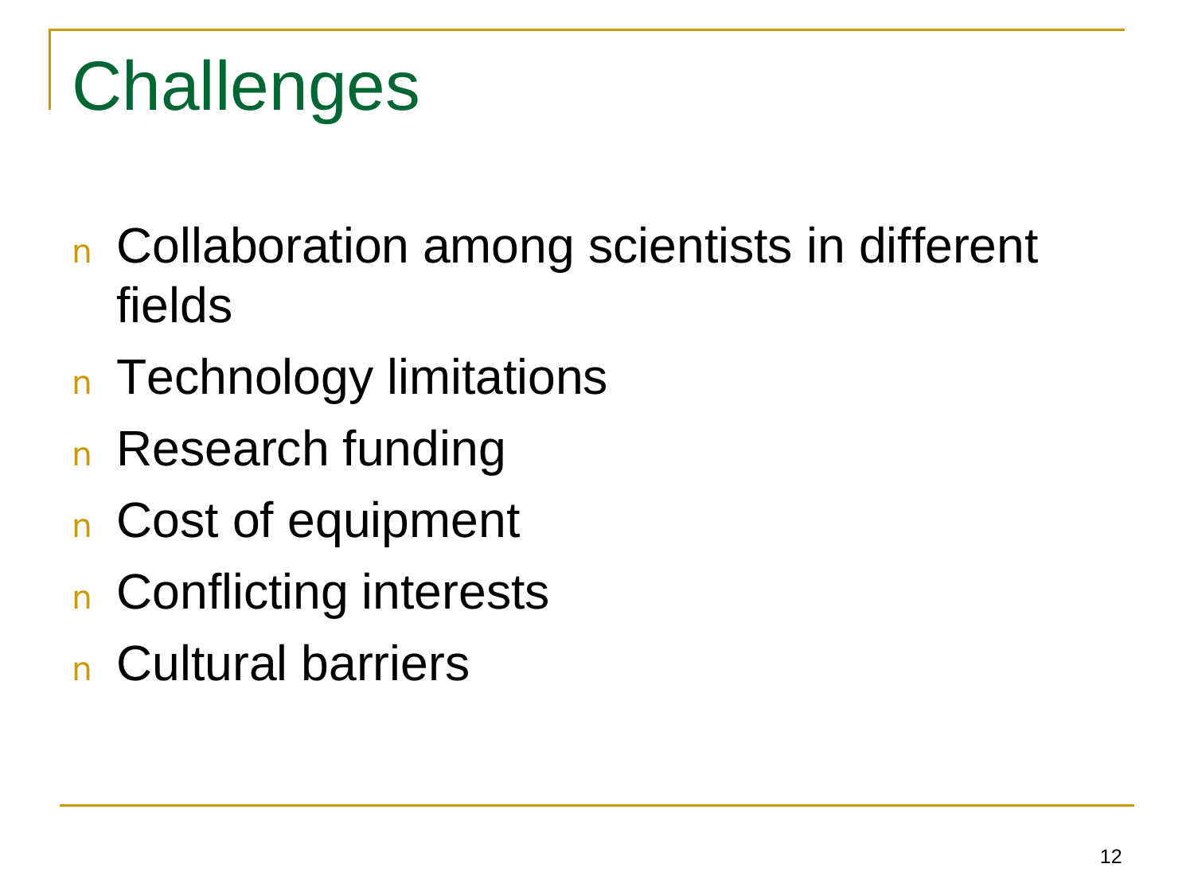# Challenges

- Collaboration among scientists in different fields
- Technology limitations
- Research funding
- Cost of equipment
- Conflicting interests
- Cultural barriers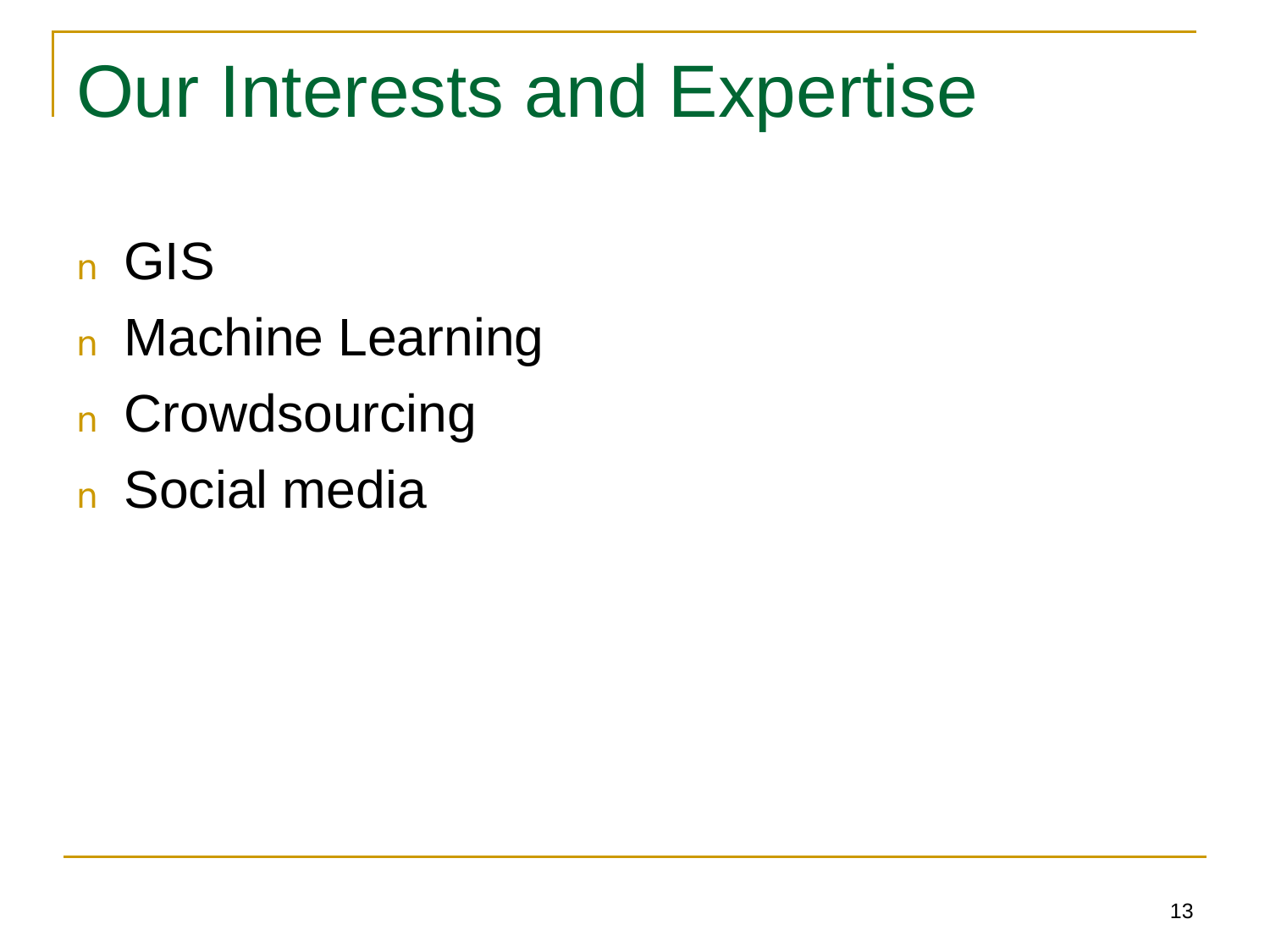# Our Interests and Expertise

- GIS
- Machine Learning
- Crowdsourcing
- Social media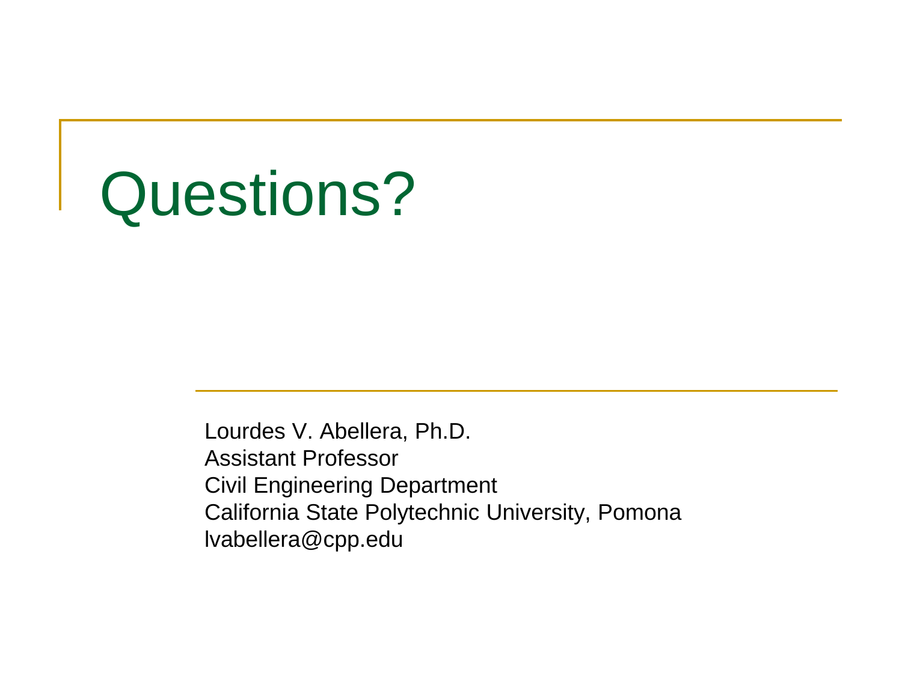# Questions?

Lourdes V. Abellera, Ph.D.
Assistant Professor
Civil Engineering Department
California State Polytechnic University, Pomona
lvabellera@cpp.edu